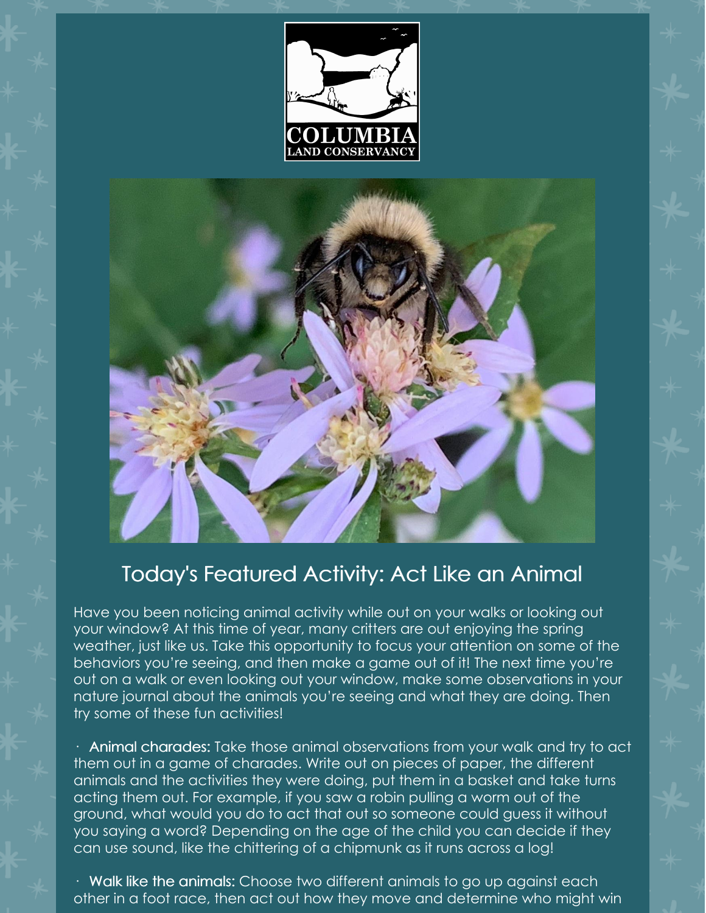COLUMBIA
LAND CONSERVANCY

## Today's Featured Activity: Act Like an Animal

Have you been noticing animal activity while out on your walks or looking out your window? At this time of year, many critters are out enjoying the spring weather, just like us. Take this opportunity to focus your attention on some of the behaviors you're seeing, and then make a game out of it! The next time you're out on a walk or even looking out your window, make some observations in your nature journal about the animals you're seeing and what they are doing. Then try some of these fun activities!

- **Animal charades:** Take those animal observations from your walk and try to act them out in a game of charades. Write out on pieces of paper, the different animals and the activities they were doing, put them in a basket and take turns acting them out. For example, if you saw a robin pulling a worm out of the ground, what would you do to act that out so someone could guess it without you saying a word? Depending on the age of the child you can decide if they can use sound, like the chittering of a chipmunk as it runs across a log!

- **Walk like the animals:** Choose two different animals to go up against each other in a foot race, then act out how they move and determine who might win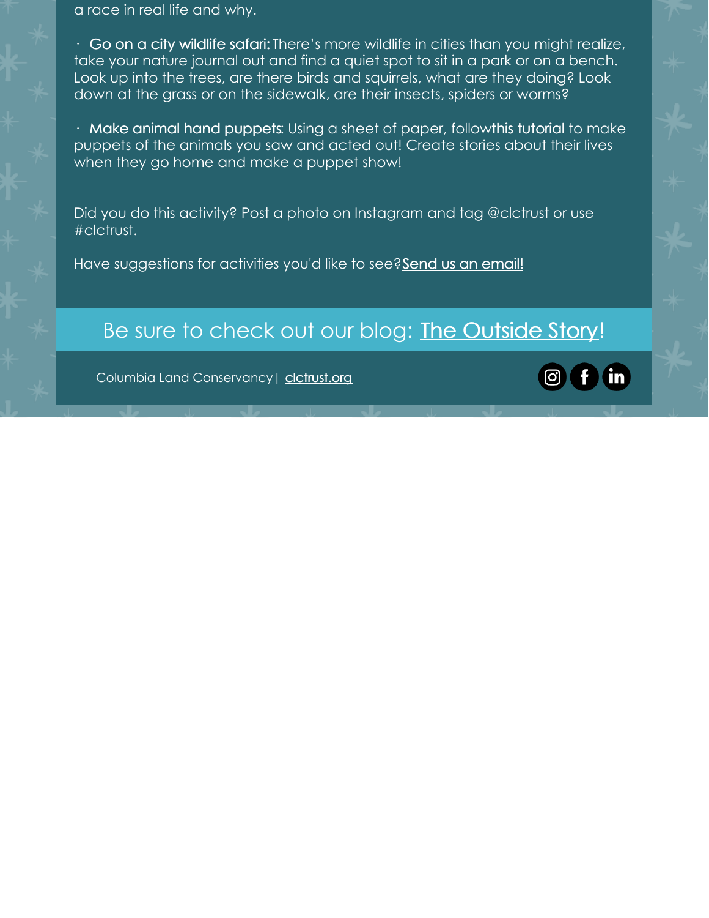a race in real life and why.

- **Go on a city wildlife safari:** There's more wildlife in cities than you might realize, take your nature journal out and find a quiet spot to sit in a park or on a bench. Look up into the trees, are there birds and squirrels, what are they doing? Look down at the grass or on the sidewalk, are their insects, spiders or worms?

- **Make animal hand puppets:** Using a sheet of paper, followthis tutorial to make puppets of the animals you saw and acted out! Create stories about their lives when they go home and make a puppet show!

Did you do this activity? Post a photo on Instagram and tag @clctrust or use #clctrust.

Have suggestions for activities you'd like to see?Send us an email!

Be sure to check out our blog: The Outside Story!

Columbia Land Conservancy | clctrust.org